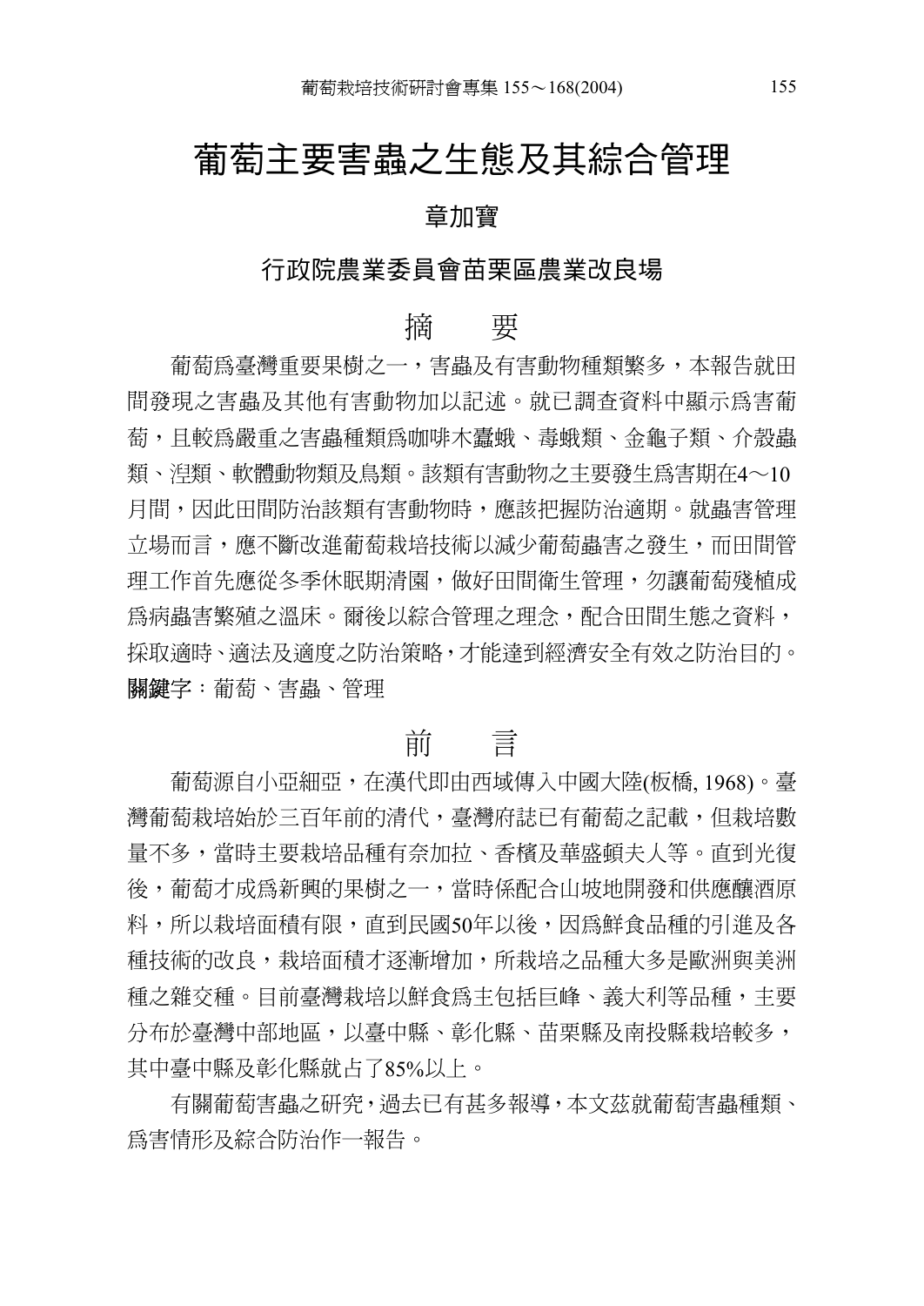# 葡萄主要害蟲之生態及其綜合管理

**章加寶**

**行政院農業委員會苗栗區農業改良場**

## 摘　　要

葡萄爲臺灣重要果樹之一，害蟲及有害動物種類繁多，本報告就田間發現之害蟲及其他有害動物加以記述。就已調查資料中顯示爲害葡萄，且較爲嚴重之害蟲種類爲咖啡木蠹蛾、毒蛾類、金龜子類、介殼蟲類、涅類、軟體動物類及鳥類。該類有害動物之主要發生爲害期在4～10月間，因此田間防治該類有害動物時，應該把握防治適期。就蟲害管理立場而言，應不斷改進葡萄栽培技術以減少葡萄蟲害之發生，而田間管理工作首先應從冬季休眠期清園，做好田間衛生管理，勿讓葡萄殘植成爲病蟲害繁殖之溫床。爾後以綜合管理之理念，配合田間生態之資料，採取適時、適法及適度之防治策略，才能達到經濟安全有效之防治目的。

**關鍵字**：葡萄、害蟲、管理

## 前　　言

葡萄源自小亞細亞，在漢代即由西域傳入中國大陸(板橋, 1968)。臺灣葡萄栽培始於三百年前的清代，臺灣府誌已有葡萄之記載，但栽培數量不多，當時主要栽培品種有奈加拉、香檳及華盛頓夫人等。直到光復後，葡萄才成爲新興的果樹之一，當時係配合山坡地開發和供應釀酒原料，所以栽培面積有限，直到民國50年以後，因爲鮮食品種的引進及各種技術的改良，栽培面積才逐漸增加，所栽培之品種大多是歐洲與美洲種之雜交種。目前臺灣栽培以鮮食爲主包括巨峰、義大利等品種，主要分布於臺灣中部地區，以臺中縣、彰化縣、苗栗縣及南投縣栽培較多，其中臺中縣及彰化縣就占了85%以上。

有關葡萄害蟲之研究，過去已有甚多報導，本文茲就葡萄害蟲種類、爲害情形及綜合防治作一報告。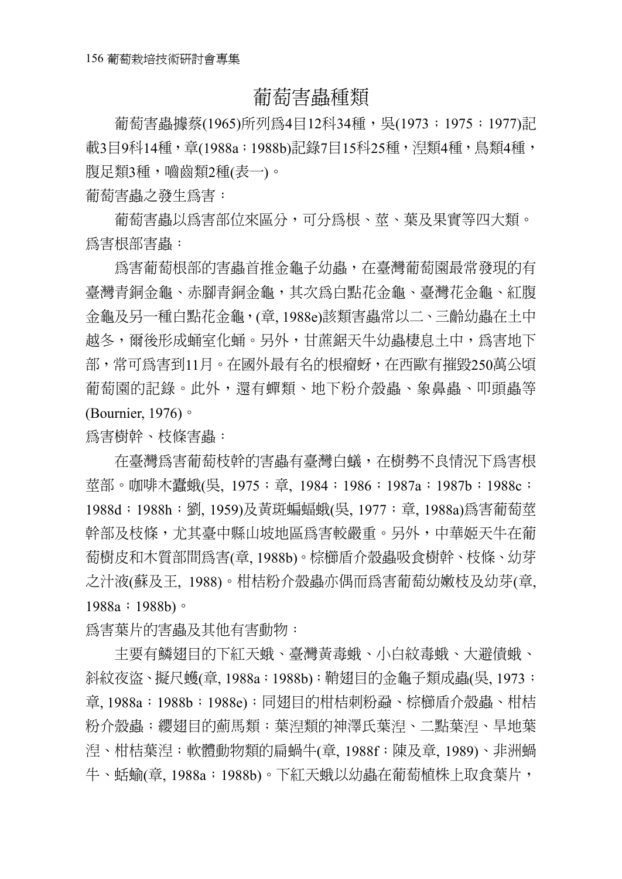# 葡萄害蟲種類

葡萄害蟲據蔡(1965)所列爲4目12科34種，吳(1973；1975；1977)記載3目9科14種，章(1988a；1988b)記錄7目15科25種，涅類4種，鳥類4種，腹足類3種，嚙齒類2種(表一)。

葡萄害蟲之發生爲害：

葡萄害蟲以爲害部位來區分，可分爲根、莖、葉及果實等四大類。

爲害根部害蟲：

爲害葡萄根部的害蟲首推金龜子幼蟲，在臺灣葡萄園最常發現的有臺灣青銅金龜、赤腳青銅金龜，其次爲白點花金龜、臺灣花金龜、紅腹金龜及另一種白點花金龜，(章, 1988e)該類害蟲常以二、三齡幼蟲在土中越冬，爾後形成蛹室化蛹。另外，甘蔗鋸天牛幼蟲棲息土中，爲害地下部，常可爲害到11月。在國外最有名的根瘤蚜，在西歐有摧毀250萬公頃葡萄園的記錄。此外，還有蟬類、地下粉介殼蟲、象鼻蟲、叩頭蟲等(Bournier, 1976)。

爲害樹幹、枝條害蟲：

在臺灣爲害葡萄枝幹的害蟲有臺灣白蟻，在樹勢不良情況下爲害根莖部。咖啡木蠹蛾(吳, 1975；章, 1984；1986；1987a；1987b；1988c；1988d；1988h；劉, 1959)及黃斑蝙蝠蛾(吳, 1977；章, 1988a)爲害葡萄莖幹部及枝條，尤其臺中縣山坡地區爲害較嚴重。另外，中華姬天牛在葡萄樹皮和木質部間爲害(章, 1988b)。棕櫚盾介殼蟲吸食樹幹、枝條、幼芽之汁液(蘇及王, 1988)。柑桔粉介殼蟲亦偶而爲害葡萄幼嫩枝及幼芽(章, 1988a；1988b)。

爲害葉片的害蟲及其他有害動物：

主要有鱗翅目的下紅天蛾、臺灣黃毒蛾、小白紋毒蛾、大避債蛾、斜紋夜盜、擬尺蠖(章, 1988a；1988b)；鞘翅目的金龜子類成蟲(吳, 1973；章, 1988a；1988b；1988e)；同翅目的柑桔刺粉蝨、棕櫚盾介殼蟲、柑桔粉介殼蟲；纓翅目的薊馬類；葉涅類的神澤氏葉涅、二點葉涅、旱地葉涅、柑桔葉涅；軟體動物類的扁蝸牛(章, 1988f；陳及章, 1989)、非洲蝸牛、蛞蝓(章, 1988a；1988b)。下紅天蛾以幼蟲在葡萄植株上取食葉片，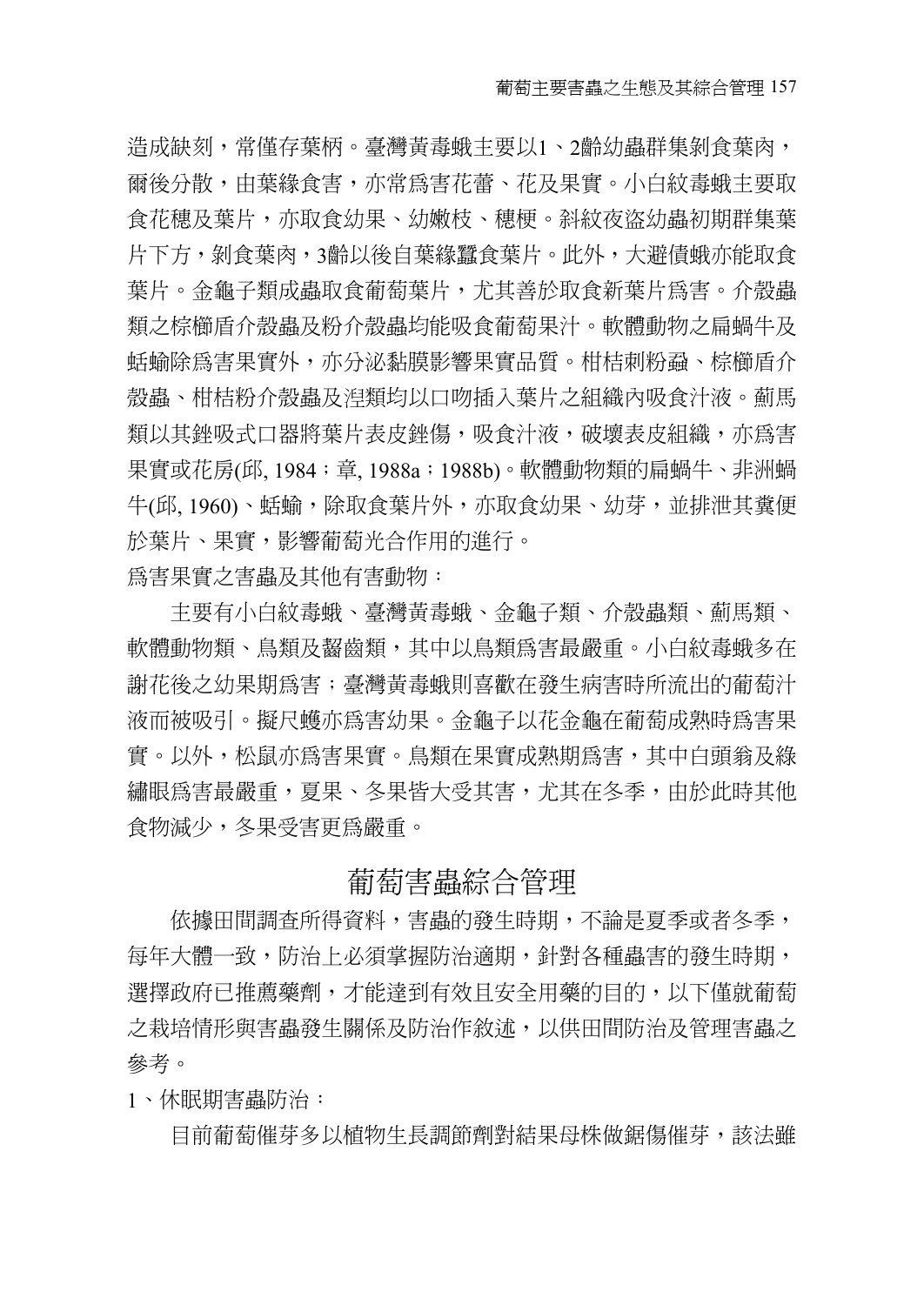造成缺刻，常僅存葉柄。臺灣黃毒蛾主要以1、2齡幼蟲群集剝食葉肉，爾後分散，由葉緣食害，亦常爲害花蕾、花及果實。小白紋毒蛾主要取食花穗及葉片，亦取食幼果、幼嫩枝、穗梗。斜紋夜盜幼蟲初期群集葉片下方，剝食葉肉，3齡以後自葉緣蠶食葉片。此外，大避債蛾亦能取食葉片。金龜子類成蟲取食葡萄葉片，尤其善於取食新葉片爲害。介殼蟲類之棕櫚盾介殼蟲及粉介殼蟲均能吸食葡萄果汁。軟體動物之扁蝸牛及蛞蝓除爲害果實外，亦分泌黏膜影響果實品質。柑桔刺粉蝨、棕櫚盾介殼蟲、柑桔粉介殼蟲及涅類均以口吻插入葉片之組織內吸食汁液。薊馬類以其銼吸式口器將葉片表皮銼傷，吸食汁液，破壞表皮組織，亦爲害果實或花房(邱, 1984；章, 1988a；1988b)。軟體動物類的扁蝸牛、非洲蝸牛(邱, 1960)、蛞蝓，除取食葉片外，亦取食幼果、幼芽，並排泄其糞便於葉片、果實，影響葡萄光合作用的進行。

爲害果實之害蟲及其他有害動物：

主要有小白紋毒蛾、臺灣黃毒蛾、金龜子類、介殼蟲類、薊馬類、軟體動物類、鳥類及齧齒類，其中以鳥類爲害最嚴重。小白紋毒蛾多在謝花後之幼果期爲害；臺灣黃毒蛾則喜歡在發生病害時所流出的葡萄汁液而被吸引。擬尺蠖亦爲害幼果。金龜子以花金龜在葡萄成熟時爲害果實。以外，松鼠亦爲害果實。鳥類在果實成熟期爲害，其中白頭翁及綠繡眼爲害最嚴重，夏果、冬果皆大受其害，尤其在冬季，由於此時其他食物減少，冬果受害更爲嚴重。

## 葡萄害蟲綜合管理

依據田間調查所得資料，害蟲的發生時期，不論是夏季或者冬季，每年大體一致，防治上必須掌握防治適期，針對各種蟲害的發生時期，選擇政府已推薦藥劑，才能達到有效且安全用藥的目的，以下僅就葡萄之栽培情形與害蟲發生關係及防治作敘述，以供田間防治及管理害蟲之參考。

1、休眠期害蟲防治：

目前葡萄催芽多以植物生長調節劑對結果母株做鋸傷催芽，該法雖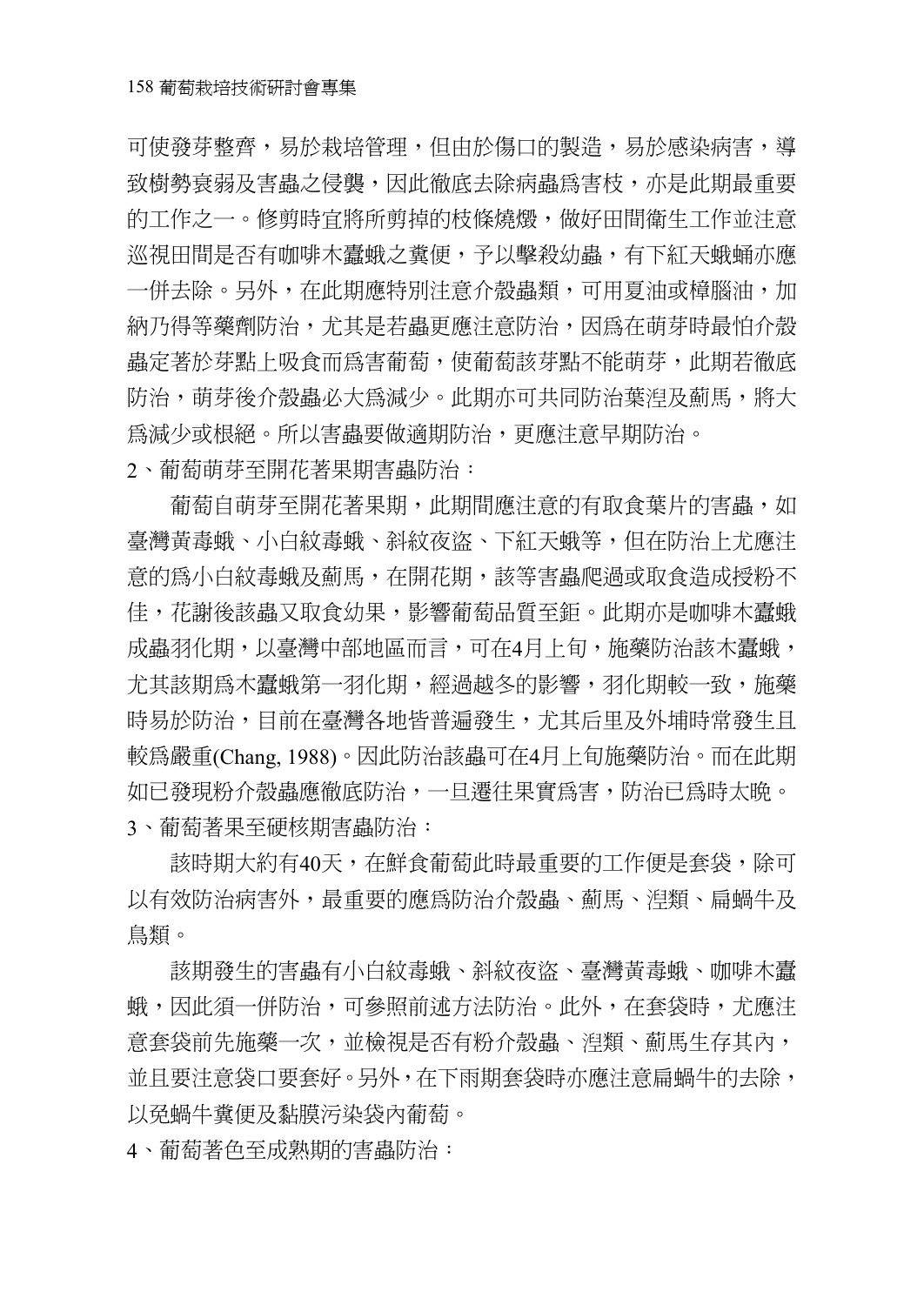可使發芽整齊，易於栽培管理，但由於傷口的製造，易於感染病害，導致樹勢衰弱及害蟲之侵襲，因此徹底去除病蟲爲害枝，亦是此期最重要的工作之一。修剪時宜將所剪掉的枝條燒燬，做好田間衛生工作並注意巡視田間是否有咖啡木蠹蛾之糞便，予以擊殺幼蟲，有下紅天蛾蛹亦應一併去除。另外，在此期應特別注意介殼蟲類，可用夏油或樟腦油，加納乃得等藥劑防治，尤其是若蟲更應注意防治，因爲在萌芽時最怕介殼蟲定著於芽點上吸食而爲害葡萄，使葡萄該芽點不能萌芽，此期若徹底防治，萌芽後介殼蟲必大爲減少。此期亦可共同防治葉渞及薊馬，將大爲減少或根絕。所以害蟲要做適期防治，更應注意早期防治。

2、葡萄萌芽至開花著果期害蟲防治：

葡萄自萌芽至開花著果期，此期間應注意的有取食葉片的害蟲，如臺灣黃毒蛾、小白紋毒蛾、斜紋夜盜、下紅天蛾等，但在防治上尤應注意的爲小白紋毒蛾及薊馬，在開花期，該等害蟲爬過或取食造成授粉不佳，花謝後該蟲又取食幼果，影響葡萄品質至鉅。此期亦是咖啡木蠹蛾成蟲羽化期，以臺灣中部地區而言，可在4月上旬，施藥防治該木蠹蛾，尤其該期爲木蠹蛾第一羽化期，經過越冬的影響，羽化期較一致，施藥時易於防治，目前在臺灣各地皆普遍發生，尤其后里及外埔時常發生且較爲嚴重(Chang, 1988)。因此防治該蟲可在4月上旬施藥防治。而在此期如已發現粉介殼蟲應徹底防治，一旦遷往果實爲害，防治已爲時太晚。

3、葡萄著果至硬核期害蟲防治：

該時期大約有40天，在鮮食葡萄此時最重要的工作便是套袋，除可以有效防治病害外，最重要的應爲防治介殼蟲、薊馬、渞類、扁蝸牛及鳥類。

該期發生的害蟲有小白紋毒蛾、斜紋夜盜、臺灣黃毒蛾、咖啡木蠹蛾，因此須一併防治，可參照前述方法防治。此外，在套袋時，尤應注意套袋前先施藥一次，並檢視是否有粉介殼蟲、渞類、薊馬生存其內，並且要注意袋口要套好。另外，在下雨期套袋時亦應注意扁蝸牛的去除，以免蝸牛糞便及黏膜污染袋內葡萄。

4、葡萄著色至成熟期的害蟲防治：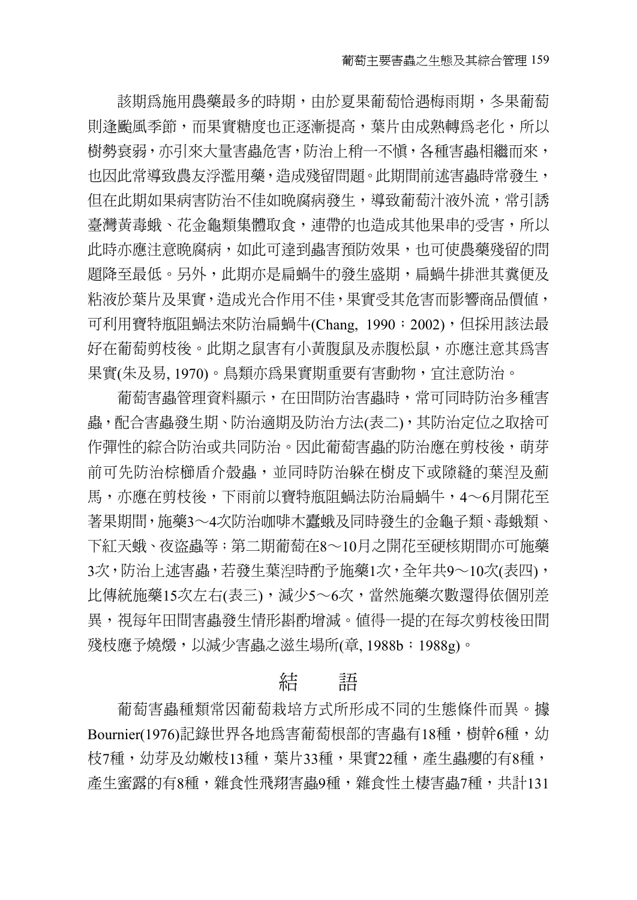該期爲施用農藥最多的時期，由於夏果葡萄恰遇梅雨期，冬果葡萄則逢颱風季節，而果實糖度也正逐漸提高，葉片由成熟轉爲老化，所以樹勢衰弱，亦引來大量害蟲危害，防治上稍一不慎，各種害蟲相繼而來，也因此常導致農友浮濫用藥，造成殘留問題。此期間前述害蟲時常發生，但在此期如果病害防治不佳如晚腐病發生，導致葡萄汁液外流，常引誘臺灣黃毒蛾、花金龜類集體取食，連帶的也造成其他果串的受害，所以此時亦應注意晚腐病，如此可達到蟲害預防效果，也可使農藥殘留的問題降至最低。另外，此期亦是扁蝸牛的發生盛期，扁蝸牛排泄其糞便及粘液於葉片及果實，造成光合作用不佳，果實受其危害而影響商品價值，可利用寶特瓶阻蝸法來防治扁蝸牛(Chang, 1990；2002)，但採用該法最好在葡萄剪枝後。此期之鼠害有小黃腹鼠及赤腹松鼠，亦應注意其爲害果實(朱及易, 1970)。鳥類亦爲果實期重要有害動物，宜注意防治。

葡萄害蟲管理資料顯示，在田間防治害蟲時，常可同時防治多種害蟲，配合害蟲發生期、防治適期及防治方法(表二)，其防治定位之取捨可作彈性的綜合防治或共同防治。因此葡萄害蟲的防治應在剪枝後，萌芽前可先防治棕櫛盾介殼蟲，並同時防治躲在樹皮下或隙縫的葉浧及薊馬，亦應在剪枝後，下雨前以寶特瓶阻蝸法防治扁蝸牛，4～6月開花至著果期間，施藥3～4次防治咖啡木蠹蛾及同時發生的金龜子類、毒蛾類、下紅天蛾、夜盜蟲等；第二期葡萄在8～10月之開花至硬核期間亦可施藥3次，防治上述害蟲，若發生葉浧時酌予施藥1次，全年共9～10次(表四)，比傳統施藥15次左右(表三)，減少5～6次，當然施藥次數還得依個別差異，視每年田間害蟲發生情形斟酌增減。值得一提的在每次剪枝後田間殘枝應予燒燬，以減少害蟲之滋生場所(章, 1988b；1988g)。

## 結　語

葡萄害蟲種類常因葡萄栽培方式所形成不同的生態條件而異。據Bournier(1976)記錄世界各地爲害葡萄根部的害蟲有18種，樹幹6種，幼枝7種，幼芽及幼嫩枝13種，葉片33種，果實22種，產生蟲癭的有8種，產生蜜露的有8種，雜食性飛翔害蟲9種，雜食性土棲害蟲7種，共計131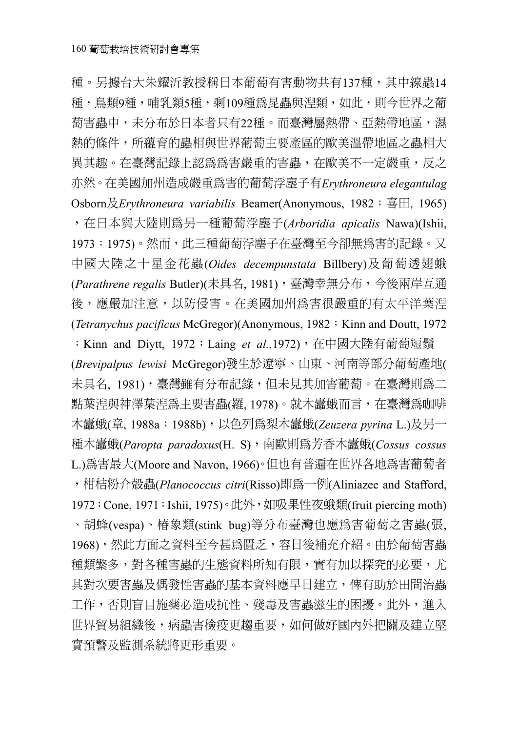種。另據台大朱耀沂教授稱日本葡萄有害動物共有137種，其中線蟲14種，鳥類9種，哺乳類5種，剩109種爲昆蟲與涅類，如此，則今世界之葡萄害蟲中，未分布於日本者只有22種。而臺灣屬熱帶、亞熱帶地區，濕熱的條件，所蘊育的蟲相與世界葡萄主要產區的歐美溫帶地區之蟲相大異其趣。在臺灣記錄上認爲爲害嚴重的害蟲，在歐美不一定嚴重，反之亦然。在美國加州造成嚴重爲害的葡萄浮塵子有*Erythroneura elegantulag* Osborn及*Erythroneura variabilis* Beamer(Anonymous, 1982；喜田, 1965)，在日本與大陸則爲另一種葡萄浮塵子(*Arboridia apicalis* Nawa)(Ishii, 1973；1975)。然而，此三種葡萄浮塵子在臺灣至今卻無爲害的記錄。又中國大陸之十星金花蟲(*Oides decempunstata* Billbery)及葡萄透翅蛾(*Parathrene regalis* Butler)(未具名, 1981)，臺灣幸無分布，今後兩岸互通後，應嚴加注意，以防侵害。在美國加州爲害很嚴重的有太平洋葉涅(*Tetranychus pacificus* McGregor)(Anonymous, 1982；Kinn and Doutt, 1972；Kinn and Diytt, 1972；Laing *et al.,*1972)，在中國大陸有葡萄短鬚(*Brevipalpus lewisi* McGregor)發生於遼寧、山東、河南等部分葡萄產地(未具名, 1981)，臺灣雖有分布記錄，但未見其加害葡萄。在臺灣則爲二點葉涅與神澤葉涅爲主要害蟲(羅, 1978)。就木蠹蛾而言，在臺灣爲咖啡木蠹蛾(章, 1988a；1988b)，以色列爲梨木蠹蛾(*Zeuzera pyrina* L.)及另一種木蠹蛾(*Paropta paradoxus*(H. S)，南歐則爲芳香木蠹蛾(*Cossus cossus* L.)爲害最大(Moore and Navon, 1966)。但也有普遍在世界各地爲害葡萄者，柑桔粉介殼蟲(*Planococcus citri*(Risso)即爲一例(Aliniazee and Stafford, 1972；Cone, 1971；Ishii, 1975)。此外，如吸果性夜蛾類(fruit piercing moth)、胡蜂(vespa)、椿象類(stink bug)等分布臺灣也應爲害葡萄之害蟲(張, 1968)，然此方面之資料至今甚爲匱乏，容日後補充介紹。由於葡萄害蟲種類繁多，對各種害蟲的生態資料所知有限，實有加以探究的必要，尤其對次要害蟲及偶發性害蟲的基本資料應早日建立，俾有助於田間治蟲工作，否則盲目施藥必造成抗性、殘毒及害蟲滋生的困擾。此外，進入世界貿易組織後，病蟲害檢疫更趨重要，如何做好國內外把關及建立堅實預警及監測系統將更形重要。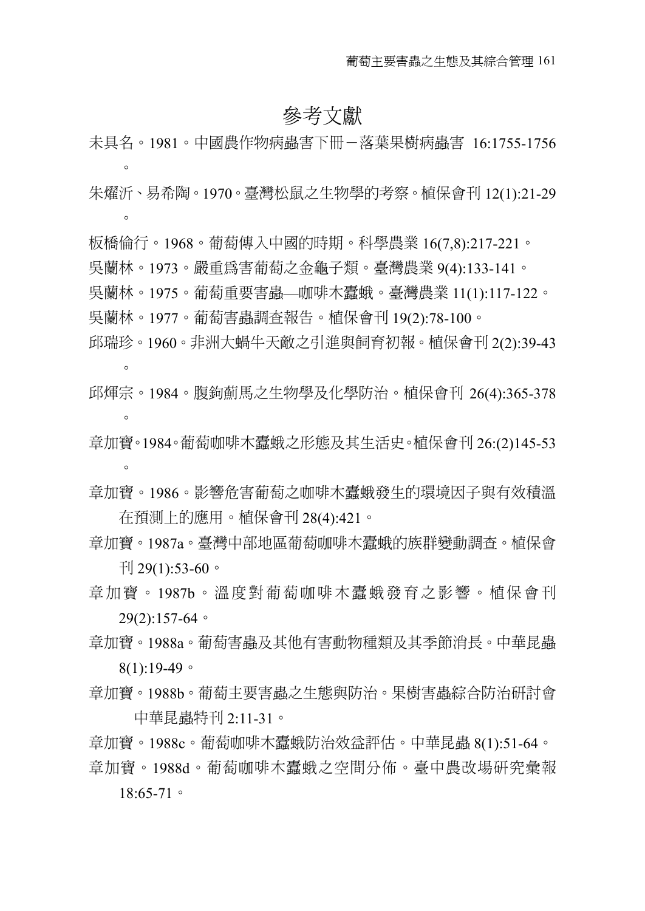# 參考文獻

未具名。1981。中國農作物病蟲害下冊－落葉果樹病蟲害 16:1755-1756。

朱耀沂、易希陶。1970。臺灣松鼠之生物學的考察。植保會刊 12(1):21-29。

板橋倫行。1968。葡萄傳入中國的時期。科學農業 16(7,8):217-221。

吳蘭林。1973。嚴重爲害葡萄之金龜子類。臺灣農業 9(4):133-141。

吳蘭林。1975。葡萄重要害蟲—咖啡木蠹蛾。臺灣農業 11(1):117-122。

吳蘭林。1977。葡萄害蟲調查報告。植保會刊 19(2):78-100。

邱瑞珍。1960。非洲大蝸牛天敵之引進與飼育初報。植保會刊 2(2):39-43。

邱煇宗。1984。腹鉤薊馬之生物學及化學防治。植保會刊 26(4):365-378。

章加寶。1984。葡萄咖啡木蠹蛾之形態及其生活史。植保會刊 26:(2)145-53。

章加寶。1986。影響危害葡萄之咖啡木蠹蛾發生的環境因子與有效積溫在預測上的應用。植保會刊 28(4):421。

章加寶。1987a。臺灣中部地區葡萄咖啡木蠹蛾的族群變動調查。植保會刊 29(1):53-60。

章加寶。1987b。溫度對葡萄咖啡木蠹蛾發育之影響。植保會刊 29(2):157-64。

章加寶。1988a。葡萄害蟲及其他有害動物種類及其季節消長。中華昆蟲 8(1):19-49。

章加寶。1988b。葡萄主要害蟲之生態與防治。果樹害蟲綜合防治研討會 中華昆蟲特刊 2:11-31。

章加寶。1988c。葡萄咖啡木蠹蛾防治效益評估。中華昆蟲 8(1):51-64。

章加寶。1988d。葡萄咖啡木蠹蛾之空間分佈。臺中農改場研究彙報 18:65-71。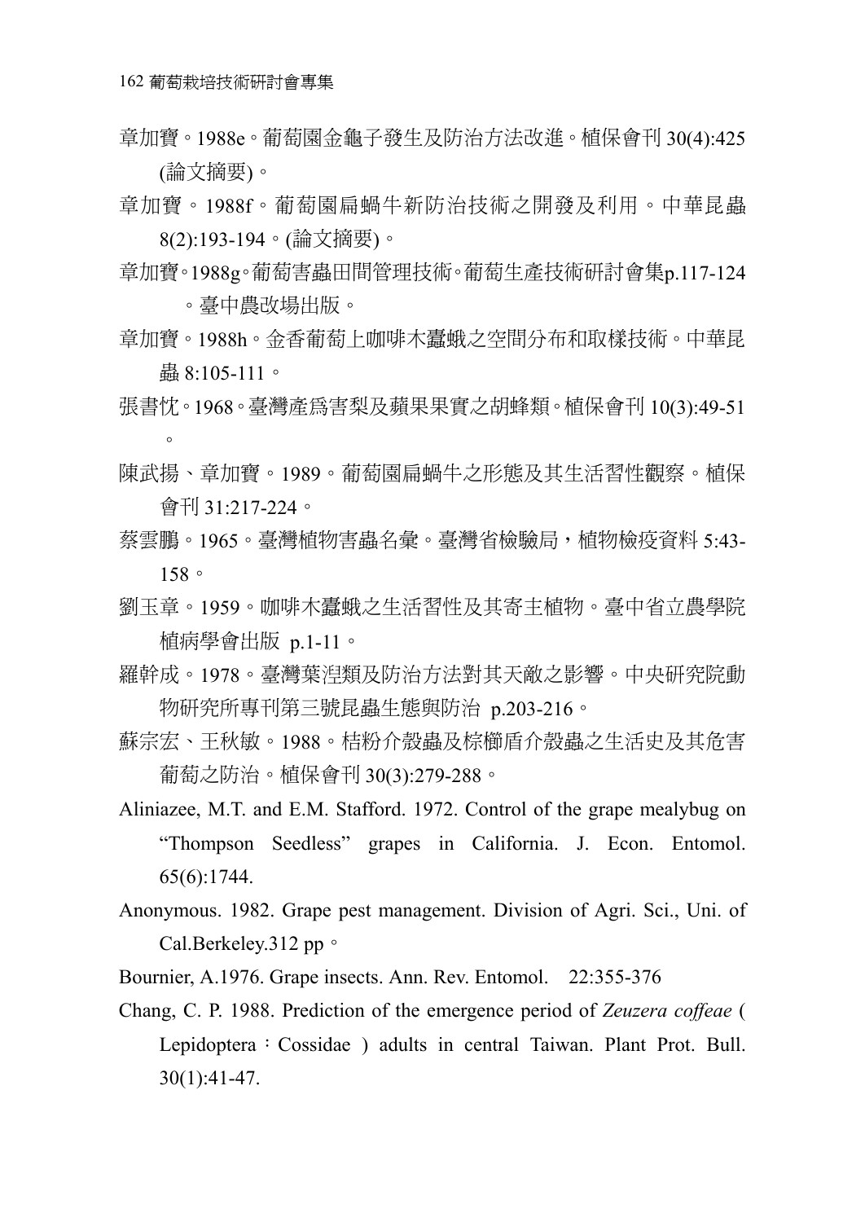章加寶。1988e。葡萄園金龜子發生及防治方法改進。植保會刊 30(4):425 (論文摘要)。

章加寶。1988f。葡萄園扁蝸牛新防治技術之開發及利用。中華昆蟲 8(2):193-194。(論文摘要)。

章加寶。1988g。葡萄害蟲田間管理技術。葡萄生產技術研討會集p.117-124。臺中農改場出版。

章加寶。1988h。金香葡萄上咖啡木蠹蛾之空間分布和取樣技術。中華昆蟲 8:105-111。

張書忱。1968。臺灣產爲害梨及蘋果果實之胡蜂類。植保會刊 10(3):49-51。

陳武揚、章加寶。1989。葡萄園扁蝸牛之形態及其生活習性觀察。植保會刊 31:217-224。

蔡雲鵬。1965。臺灣植物害蟲名彙。臺灣省檢驗局，植物檢疫資料 5:43-158。

劉玉章。1959。咖啡木蠹蛾之生活習性及其寄主植物。臺中省立農學院植病學會出版 p.1-11。

羅幹成。1978。臺灣葉涅類及防治方法對其天敵之影響。中央研究院動物研究所專刊第三號昆蟲生態與防治 p.203-216。

蘇宗宏、王秋敏。1988。桔粉介殼蟲及棕櫚盾介殼蟲之生活史及其危害葡萄之防治。植保會刊 30(3):279-288。

Aliniazee, M.T. and E.M. Stafford. 1972. Control of the grape mealybug on "Thompson Seedless" grapes in California. J. Econ. Entomol. 65(6):1744.

Anonymous. 1982. Grape pest management. Division of Agri. Sci., Uni. of Cal.Berkeley.312 pp。

Bournier, A.1976. Grape insects. Ann. Rev. Entomol. 22:355-376

Chang, C. P. 1988. Prediction of the emergence period of *Zeuzera coffeae* ( Lepidoptera：Cossidae ) adults in central Taiwan. Plant Prot. Bull. 30(1):41-47.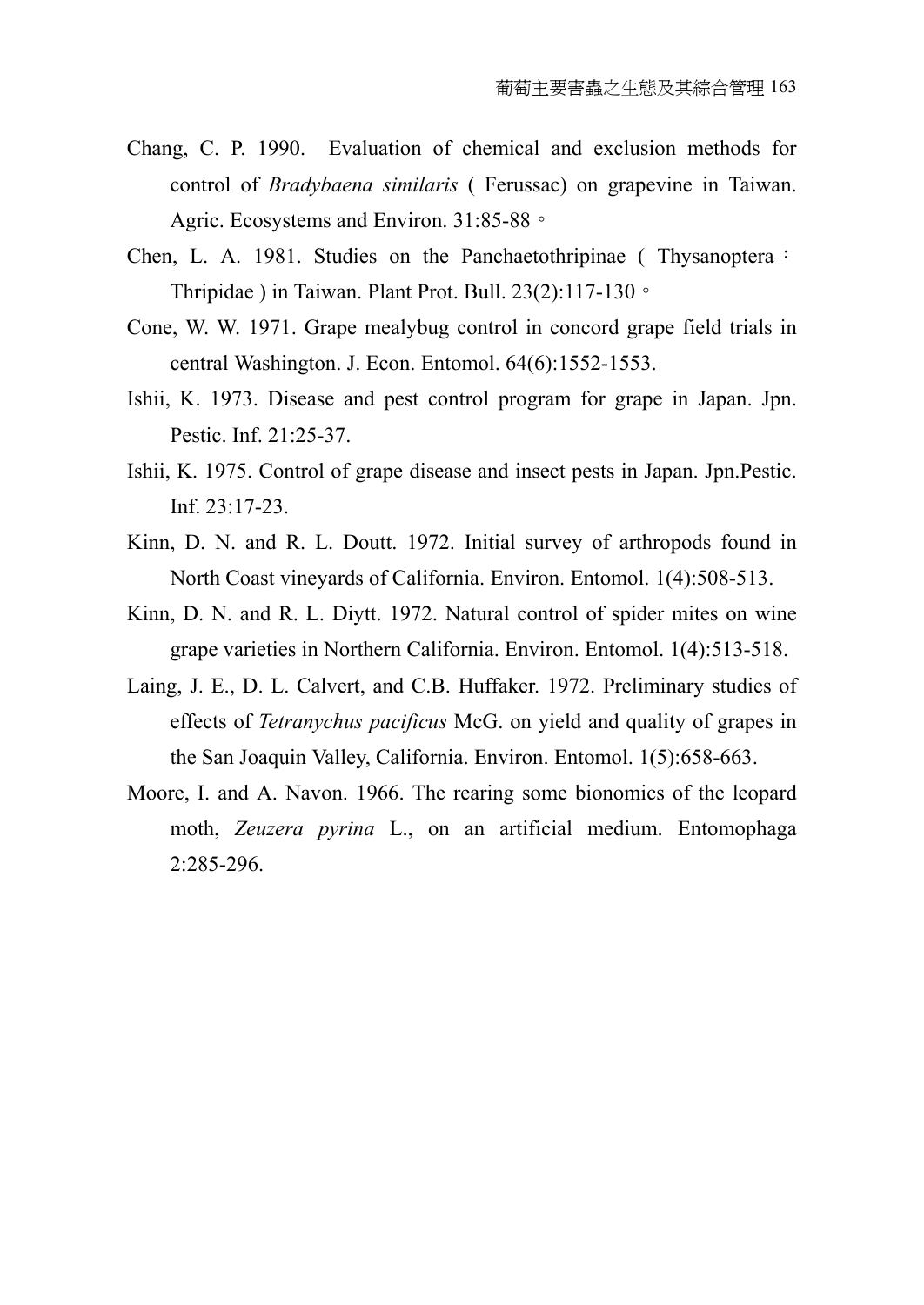Chang, C. P. 1990. Evaluation of chemical and exclusion methods for control of *Bradybaena similaris* ( Ferussac) on grapevine in Taiwan. Agric. Ecosystems and Environ. 31:85-88。

Chen, L. A. 1981. Studies on the Panchaetothripinae ( Thysanoptera：Thripidae ) in Taiwan. Plant Prot. Bull. 23(2):117-130。

Cone, W. W. 1971. Grape mealybug control in concord grape field trials in central Washington. J. Econ. Entomol. 64(6):1552-1553.

Ishii, K. 1973. Disease and pest control program for grape in Japan. Jpn. Pestic. Inf. 21:25-37.

Ishii, K. 1975. Control of grape disease and insect pests in Japan. Jpn.Pestic. Inf. 23:17-23.

Kinn, D. N. and R. L. Doutt. 1972. Initial survey of arthropods found in North Coast vineyards of California. Environ. Entomol. 1(4):508-513.

Kinn, D. N. and R. L. Diytt. 1972. Natural control of spider mites on wine grape varieties in Northern California. Environ. Entomol. 1(4):513-518.

Laing, J. E., D. L. Calvert, and C.B. Huffaker. 1972. Preliminary studies of effects of *Tetranychus pacificus* McG. on yield and quality of grapes in the San Joaquin Valley, California. Environ. Entomol. 1(5):658-663.

Moore, I. and A. Navon. 1966. The rearing some bionomics of the leopard moth, *Zeuzera pyrina* L., on an artificial medium. Entomophaga 2:285-296.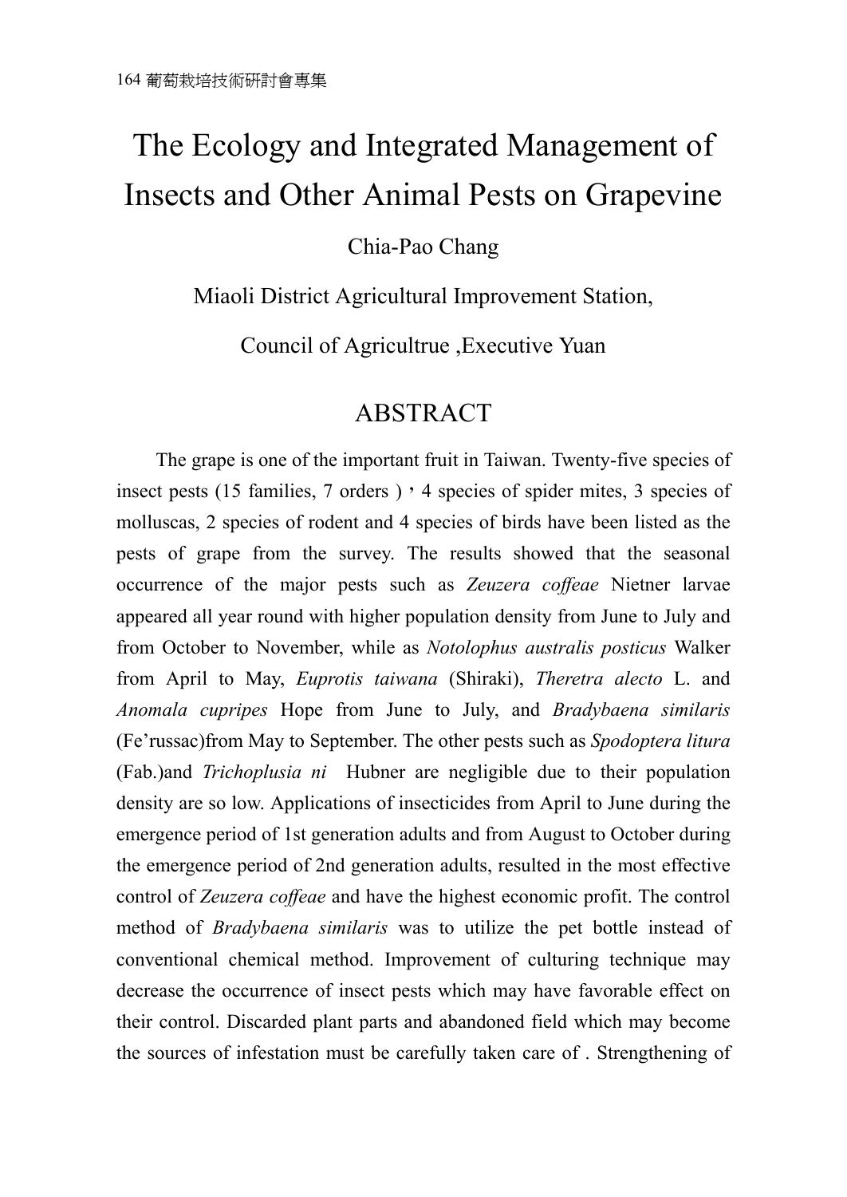# The Ecology and Integrated Management of Insects and Other Animal Pests on Grapevine

Chia-Pao Chang

Miaoli District Agricultural Improvement Station,

Council of Agricultrue ,Executive Yuan

## ABSTRACT

The grape is one of the important fruit in Taiwan. Twenty-five species of insect pests (15 families, 7 orders )，4 species of spider mites, 3 species of molluscas, 2 species of rodent and 4 species of birds have been listed as the pests of grape from the survey. The results showed that the seasonal occurrence of the major pests such as *Zeuzera coffeae* Nietner larvae appeared all year round with higher population density from June to July and from October to November, while as *Notolophus australis posticus* Walker from April to May, *Euprotis taiwana* (Shiraki), *Theretra alecto* L. and *Anomala cupripes* Hope from June to July, and *Bradybaena similaris* (Fe'russac)from May to September. The other pests such as *Spodoptera litura* (Fab.)and *Trichoplusia ni* Hubner are negligible due to their population density are so low. Applications of insecticides from April to June during the emergence period of 1st generation adults and from August to October during the emergence period of 2nd generation adults, resulted in the most effective control of *Zeuzera coffeae* and have the highest economic profit. The control method of *Bradybaena similaris* was to utilize the pet bottle instead of conventional chemical method. Improvement of culturing technique may decrease the occurrence of insect pests which may have favorable effect on their control. Discarded plant parts and abandoned field which may become the sources of infestation must be carefully taken care of . Strengthening of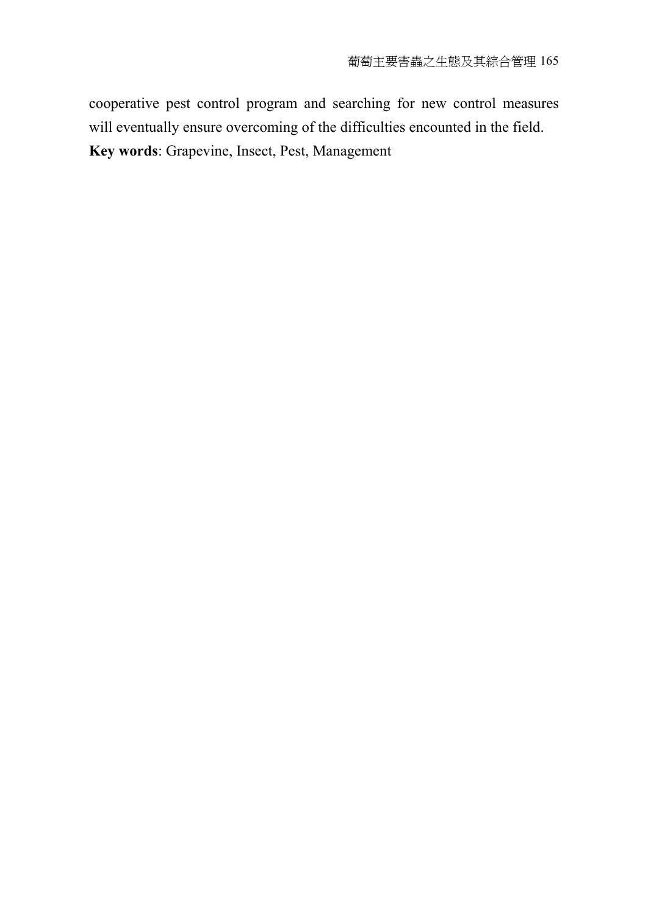cooperative pest control program and searching for new control measures will eventually ensure overcoming of the difficulties encountered in the field.

**Key words**: Grapevine, Insect, Pest, Management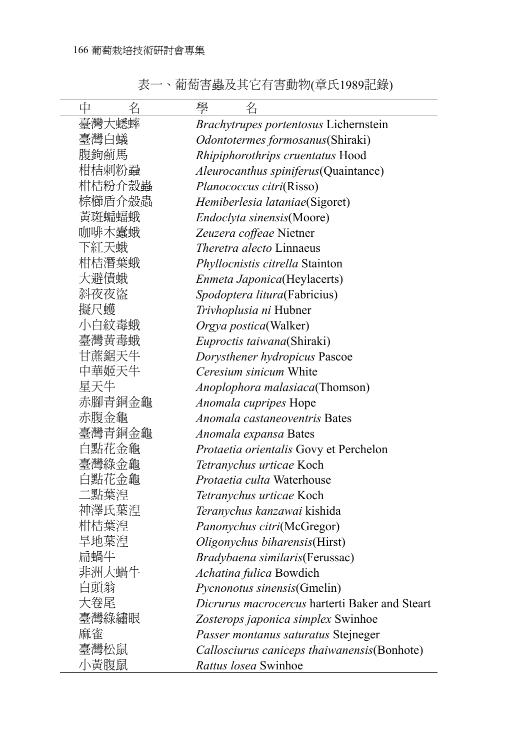表一、葡萄害蟲及其它有害動物(章氏1989記錄)

| 中　　名 | 學　　名 |
|---|---|
| 臺灣大蟋蟀 | *Brachytrupes portentosus* Lichernstein |
| 臺灣白蟻 | *Odontotermes formosanus*(Shiraki) |
| 腹鉤薊馬 | *Rhipiphorothrips cruentatus* Hood |
| 柑桔刺粉蝨 | *Aleurocanthus spiniferus*(Quaintance) |
| 柑桔粉介殼蟲 | *Planococcus citri*(Risso) |
| 棕櫚盾介殼蟲 | *Hemiberlesia lataniae*(Sigoret) |
| 黃斑蝙蝠蛾 | *Endoclyta sinensis*(Moore) |
| 咖啡木蠹蛾 | *Zeuzera coffeae* Nietner |
| 下紅天蛾 | *Theretra alecto* Linnaeus |
| 柑桔潛葉蛾 | *Phyllocnistis citrella* Stainton |
| 大避債蛾 | *Enmeta Japonica*(Heylacerts) |
| 斜夜夜盜 | *Spodoptera litura*(Fabricius) |
| 擬尺蠖 | *Trivhoplusia ni* Hubner |
| 小白紋毒蛾 | *Orgya postica*(Walker) |
| 臺灣黃毒蛾 | *Euproctis taiwana*(Shiraki) |
| 甘蔗鋸天牛 | *Dorysthener hydropicus* Pascoe |
| 中華姬天牛 | *Ceresium sinicum* White |
| 星天牛 | *Anoplophora malasiaca*(Thomson) |
| 赤腳青銅金龜 | *Anomala cupripes* Hope |
| 赤腹金龜 | *Anomala castaneoventris* Bates |
| 臺灣青銅金龜 | *Anomala expansa* Bates |
| 白點花金龜 | *Protaetia orientalis* Govy et Perchelon |
| 臺灣綠金龜 | *Tetranychus urticae* Koch |
| 白點花金龜 | *Protaetia culta* Waterhouse |
| 二點葉涅 | *Tetranychus urticae* Koch |
| 神澤氏葉涅 | *Teranychus kanzawai* kishida |
| 柑桔葉涅 | *Panonychus citri*(McGregor) |
| 旱地葉涅 | *Oligonychus biharensis*(Hirst) |
| 扁蝸牛 | *Bradybaena similaris*(Ferussac) |
| 非洲大蝸牛 | *Achatina fulica* Bowdich |
| 白頭翁 | *Pycnonotus sinensis*(Gmelin) |
| 大卷尾 | *Dicrurus macrocercus* harterti Baker and Steart |
| 臺灣綠繡眼 | *Zosterops japonica simplex* Swinhoe |
| 麻雀 | *Passer montanus saturatus* Stejneger |
| 臺灣松鼠 | *Callosciurus caniceps thaiwanensis*(Bonhote) |
| 小黃腹鼠 | *Rattus losea* Swinhoe |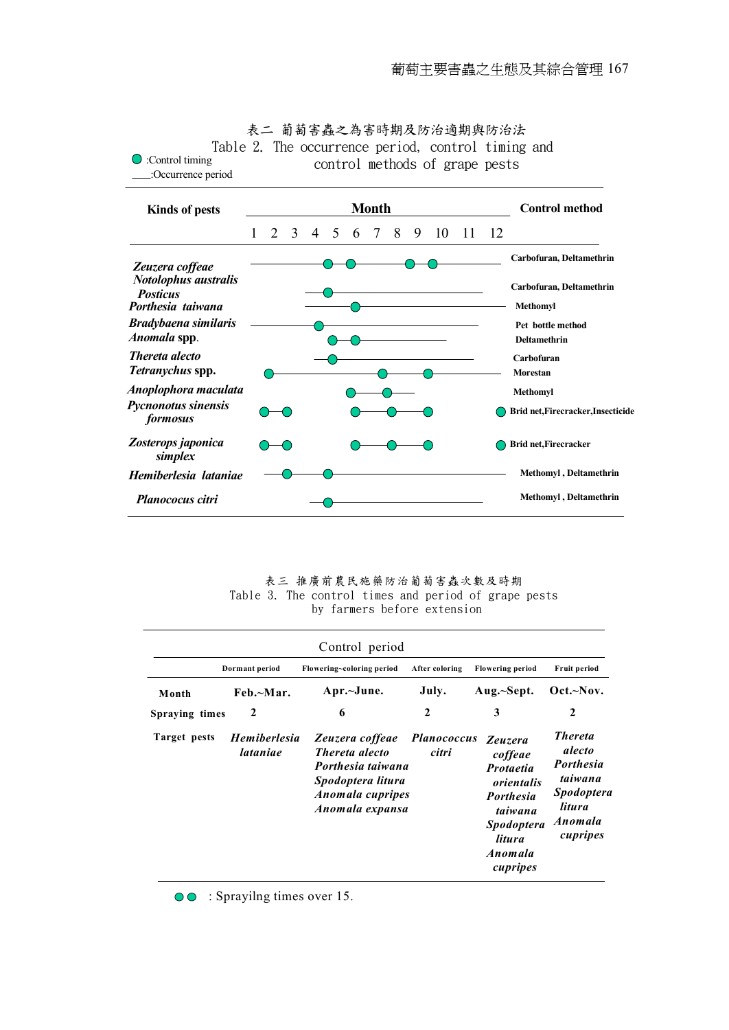表二 葡萄害蟲之為害時期及防治適期與防治法

Table 2. The occurrence period, control timing and control methods of grape pests

● :Control timing

___:Occurrence period

| Kinds of pests | 1 | 2 | 3 | 4 | 5 | 6 | 7 | 8 | 9 | 10 | 11 | 12 | Control method |
|---|---|---|---|---|---|---|---|---|---|---|---|---|---|
| *Zeuzera coffeae* | ─ | ─ | ─ | ─ | ● | ● | ─ | ─ | ● | ● | ─ | ─ | Carbofuran, Deltamethrin |
| *Notolophus australis Posticus* | | | | ─ | ● | ─ | ─ | ─ | ─ | ─ | ─ | ─ | Carbofuran, Deltamethrin |
| *Porthesia taiwana* | | | | ─ | ─ | ● | ─ | ─ | ─ | ─ | ─ | ─ | Methomyl |
| *Bradybaena similaris* | ─ | ─ | ─ | ● | ─ | ─ | ─ | ─ | ─ | ─ | ─ | | Pet bottle method |
| *Anomala* spp. | | | | | ● | ● | ─ | ─ | ─ | ─ | | | Deltamethrin |
| *Thereta alecto* | | | | ─ | ● | ─ | ─ | ─ | ─ | ─ | ─ | | Carbofuran |
| *Tetranychus* spp. | ● | ─ | ─ | ─ | ─ | ─ | ● | ─ | ● | ─ | ─ | ─ | Morestan |
| *Anoplophora maculata* | | | | | | ● | ─ | ● | ─ | | | | Methomyl |
| *Pycnonotus sinensis formosus* | ● | ● | | | | ● | ─ | ● | ─ | ● | | | ● Brid net,Firecracker,Insecticide |
| *Zosterops japonica simplex* | ● | ● | | | | ● | ─ | ● | ─ | ● | | | ● Brid net,Firecracker |
| *Hemiberlesia lataniae* | ─ | ● | ─ | ─ | ● | ─ | ─ | ─ | ─ | ─ | ─ | ─ | Methomyl , Deltamethrin |
| *Planococus citri* | | | | ─ | ● | ─ | ─ | ─ | ─ | ─ | ─ | ─ | Methomyl , Deltamethrin |

表三 推廣前農民施藥防治葡萄害蟲次數及時期

Table 3. The control times and period of grape pests by farmers before extension

| | Control period | | | | |
|---|---|---|---|---|---|
| | Dormant period | Flowering~coloring period | After coloring | Flowering period | Fruit period |
| Month | Feb.~Mar. | Apr.~June. | July. | Aug.~Sept. | Oct.~Nov. |
| Spraying times | 2 | 6 | 2 | 3 | 2 |
| Target pests | *Hemiberlesia latianiae* | *Zeuzera coffeae* *Thereta alecto* *Porthesia taiwana* *Spodoptera litura* *Anomala cupripes* *Anomala expansa* | *Planococcus citri* | *Zeuzera coffeae* *Protaetia orientalis* *Porthesia taiwana* *Spodoptera litura* *Anomala cupripes* | *Thereta alecto* *Porthesia taiwana* *Spodoptera litura* *Anomala cupripes* |

●● : Sprayilng times over 15.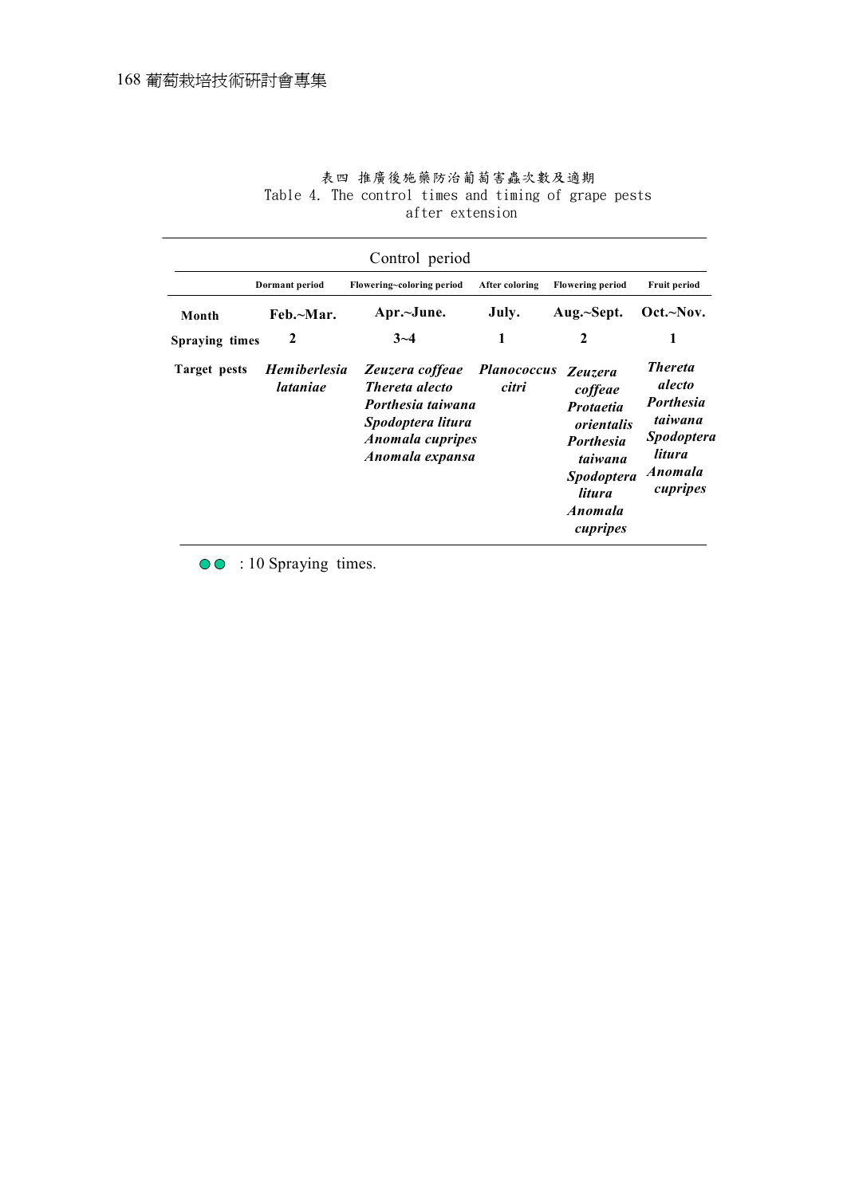表四 推廣後施藥防治葡萄害蟲次數及適期

Table 4. The control times and timing of grape pests after extension

| | Control period | | | | |
|---|---|---|---|---|---|
| | Dormant period | Flowering~coloring period | After coloring | Flowering period | Fruit period |
| **Month** | **Feb.~Mar.** | **Apr.~June.** | **July.** | **Aug.~Sept.** | **Oct.~Nov.** |
| **Spraying times** | **2** | **3~4** | **1** | **2** | **1** |
| **Target pests** | ***Hemiberlesia lataniae*** | ***Zeuzera coffeae Thereta alecto Porthesia taiwana Spodoptera litura Anomala cupripes Anomala expansa*** | ***Planococcus citri*** | ***Zeuzera coffeae Protaetia orientalis Porthesia taiwana Spodoptera litura Anomala cupripes*** | ***Thereta alecto Porthesia taiwana Spodoptera litura Anomala cupripes*** |

●● : 10 Spraying times.